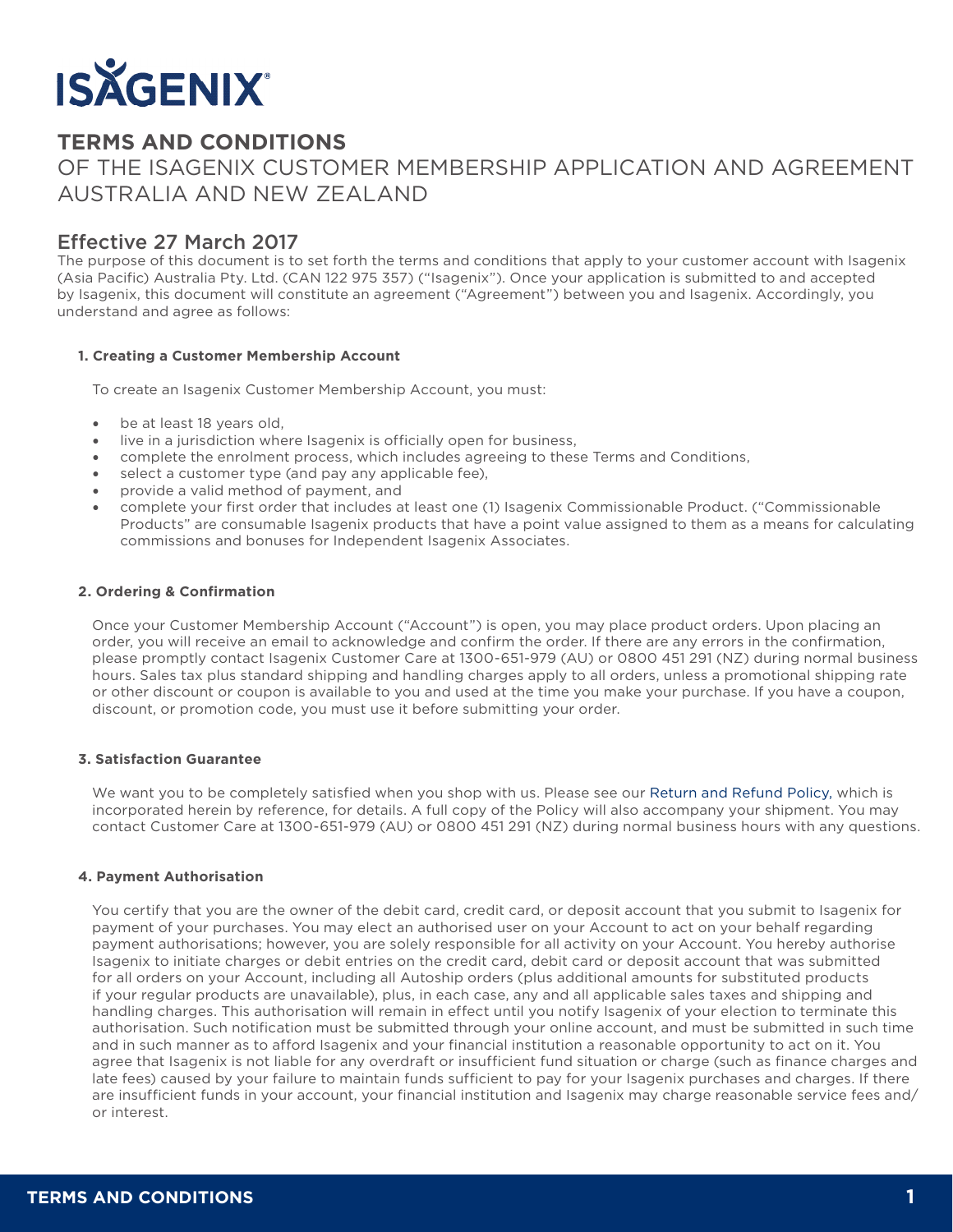ISAGENIX®

# TERMS AND CONDITIONS

OF THE ISAGENIX CUSTOMER MEMBERSHIP APPLICATION AND AGREEMENT AUSTRALIA AND NEW ZEALAND

## Effective 27 March 2017

The purpose of this document is to set forth the terms and conditions that apply to your customer account with Isagenix (Asia Pacific) Australia Pty. Ltd. (CAN 122 975 357) ("Isagenix"). Once your application is submitted to and accepted by Isagenix, this document will constitute an agreement ("Agreement") between you and Isagenix. Accordingly, you understand and agree as follows:

### 1. Creating a Customer Membership Account

To create an Isagenix Customer Membership Account, you must:

- be at least 18 years old,
- live in a jurisdiction where Isagenix is officially open for business,
- complete the enrolment process, which includes agreeing to these Terms and Conditions,
- select a customer type (and pay any applicable fee),
- provide a valid method of payment, and
- complete your first order that includes at least one (1) Isagenix Commissionable Product. ("Commissionable Products" are consumable Isagenix products that have a point value assigned to them as a means for calculating commissions and bonuses for Independent Isagenix Associates.

### 2. Ordering & Confirmation

Once your Customer Membership Account ("Account") is open, you may place product orders. Upon placing an order, you will receive an email to acknowledge and confirm the order. If there are any errors in the confirmation, please promptly contact Isagenix Customer Care at 1300-651-979 (AU) or 0800 451 291 (NZ) during normal business hours. Sales tax plus standard shipping and handling charges apply to all orders, unless a promotional shipping rate or other discount or coupon is available to you and used at the time you make your purchase. If you have a coupon, discount, or promotion code, you must use it before submitting your order.

### 3. Satisfaction Guarantee

We want you to be completely satisfied when you shop with us. Please see our Return and Refund Policy, which is incorporated herein by reference, for details. A full copy of the Policy will also accompany your shipment. You may contact Customer Care at 1300-651-979 (AU) or 0800 451 291 (NZ) during normal business hours with any questions.

### 4. Payment Authorisation

You certify that you are the owner of the debit card, credit card, or deposit account that you submit to Isagenix for payment of your purchases. You may elect an authorised user on your Account to act on your behalf regarding payment authorisations; however, you are solely responsible for all activity on your Account. You hereby authorise Isagenix to initiate charges or debit entries on the credit card, debit card or deposit account that was submitted for all orders on your Account, including all Autoship orders (plus additional amounts for substituted products if your regular products are unavailable), plus, in each case, any and all applicable sales taxes and shipping and handling charges. This authorisation will remain in effect until you notify Isagenix of your election to terminate this authorisation. Such notification must be submitted through your online account, and must be submitted in such time and in such manner as to afford Isagenix and your financial institution a reasonable opportunity to act on it. You agree that Isagenix is not liable for any overdraft or insufficient fund situation or charge (such as finance charges and late fees) caused by your failure to maintain funds sufficient to pay for your Isagenix purchases and charges. If there are insufficient funds in your account, your financial institution and Isagenix may charge reasonable service fees and/or interest.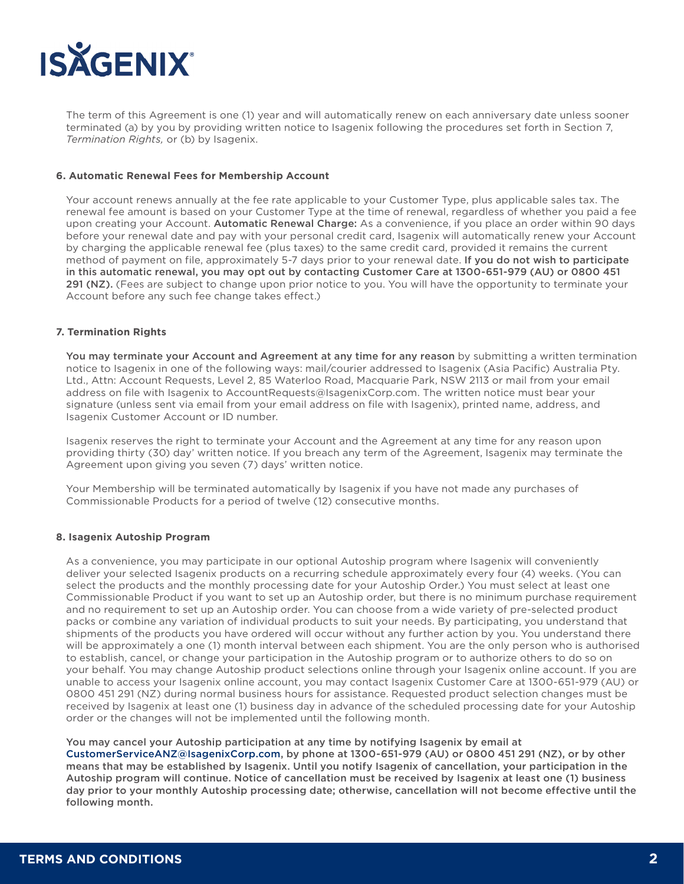The term of this Agreement is one (1) year and will automatically renew on each anniversary date unless sooner terminated (a) by you by providing written notice to Isagenix following the procedures set forth in Section 7, *Termination Rights,* or (b) by Isagenix.

#### 6. Automatic Renewal Fees for Membership Account

Your account renews annually at the fee rate applicable to your Customer Type, plus applicable sales tax. The renewal fee amount is based on your Customer Type at the time of renewal, regardless of whether you paid a fee upon creating your Account. **Automatic Renewal Charge:** As a convenience, if you place an order within 90 days before your renewal date and pay with your personal credit card, Isagenix will automatically renew your Account by charging the applicable renewal fee (plus taxes) to the same credit card, provided it remains the current method of payment on file, approximately 5-7 days prior to your renewal date. **If you do not wish to participate in this automatic renewal, you may opt out by contacting Customer Care at 1300-651-979 (AU) or 0800 451 291 (NZ).** (Fees are subject to change upon prior notice to you. You will have the opportunity to terminate your Account before any such fee change takes effect.)

#### 7. Termination Rights

**You may terminate your Account and Agreement at any time for any reason** by submitting a written termination notice to Isagenix in one of the following ways: mail/courier addressed to Isagenix (Asia Pacific) Australia Pty. Ltd., Attn: Account Requests, Level 2, 85 Waterloo Road, Macquarie Park, NSW 2113 or mail from your email address on file with Isagenix to AccountRequests@IsagenixCorp.com. The written notice must bear your signature (unless sent via email from your email address on file with Isagenix), printed name, address, and Isagenix Customer Account or ID number.

Isagenix reserves the right to terminate your Account and the Agreement at any time for any reason upon providing thirty (30) day' written notice. If you breach any term of the Agreement, Isagenix may terminate the Agreement upon giving you seven (7) days' written notice.

Your Membership will be terminated automatically by Isagenix if you have not made any purchases of Commissionable Products for a period of twelve (12) consecutive months.

#### 8. Isagenix Autoship Program

As a convenience, you may participate in our optional Autoship program where Isagenix will conveniently deliver your selected Isagenix products on a recurring schedule approximately every four (4) weeks. (You can select the products and the monthly processing date for your Autoship Order.) You must select at least one Commissionable Product if you want to set up an Autoship order, but there is no minimum purchase requirement and no requirement to set up an Autoship order. You can choose from a wide variety of pre-selected product packs or combine any variation of individual products to suit your needs. By participating, you understand that shipments of the products you have ordered will occur without any further action by you. You understand there will be approximately a one (1) month interval between each shipment. You are the only person who is authorised to establish, cancel, or change your participation in the Autoship program or to authorize others to do so on your behalf. You may change Autoship product selections online through your Isagenix online account. If you are unable to access your Isagenix online account, you may contact Isagenix Customer Care at 1300-651-979 (AU) or 0800 451 291 (NZ) during normal business hours for assistance. Requested product selection changes must be received by Isagenix at least one (1) business day in advance of the scheduled processing date for your Autoship order or the changes will not be implemented until the following month.

**You may cancel your Autoship participation at any time by notifying Isagenix by email at CustomerServiceANZ@IsagenixCorp.com, by phone at 1300-651-979 (AU) or 0800 451 291 (NZ), or by other means that may be established by Isagenix. Until you notify Isagenix of cancellation, your participation in the Autoship program will continue. Notice of cancellation must be received by Isagenix at least one (1) business day prior to your monthly Autoship processing date; otherwise, cancellation will not become effective until the following month.**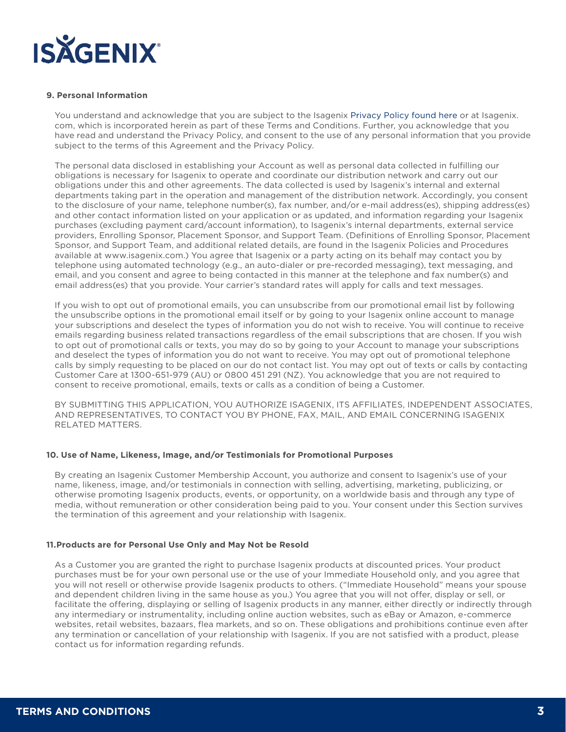### 9. Personal Information

You understand and acknowledge that you are subject to the Isagenix Privacy Policy found here or at Isagenix.com, which is incorporated herein as part of these Terms and Conditions. Further, you acknowledge that you have read and understand the Privacy Policy, and consent to the use of any personal information that you provide subject to the terms of this Agreement and the Privacy Policy.

The personal data disclosed in establishing your Account as well as personal data collected in fulfilling our obligations is necessary for Isagenix to operate and coordinate our distribution network and carry out our obligations under this and other agreements. The data collected is used by Isagenix's internal and external departments taking part in the operation and management of the distribution network. Accordingly, you consent to the disclosure of your name, telephone number(s), fax number, and/or e-mail address(es), shipping address(es) and other contact information listed on your application or as updated, and information regarding your Isagenix purchases (excluding payment card/account information), to Isagenix's internal departments, external service providers, Enrolling Sponsor, Placement Sponsor, and Support Team. (Definitions of Enrolling Sponsor, Placement Sponsor, and Support Team, and additional related details, are found in the Isagenix Policies and Procedures available at www.isagenix.com.) You agree that Isagenix or a party acting on its behalf may contact you by telephone using automated technology (e.g., an auto-dialer or pre-recorded messaging), text messaging, and email, and you consent and agree to being contacted in this manner at the telephone and fax number(s) and email address(es) that you provide. Your carrier's standard rates will apply for calls and text messages.

If you wish to opt out of promotional emails, you can unsubscribe from our promotional email list by following the unsubscribe options in the promotional email itself or by going to your Isagenix online account to manage your subscriptions and deselect the types of information you do not wish to receive. You will continue to receive emails regarding business related transactions regardless of the email subscriptions that are chosen. If you wish to opt out of promotional calls or texts, you may do so by going to your Account to manage your subscriptions and deselect the types of information you do not want to receive. You may opt out of promotional telephone calls by simply requesting to be placed on our do not contact list. You may opt out of texts or calls by contacting Customer Care at 1300-651-979 (AU) or 0800 451 291 (NZ). You acknowledge that you are not required to consent to receive promotional, emails, texts or calls as a condition of being a Customer.

BY SUBMITTING THIS APPLICATION, YOU AUTHORIZE ISAGENIX, ITS AFFILIATES, INDEPENDENT ASSOCIATES, AND REPRESENTATIVES, TO CONTACT YOU BY PHONE, FAX, MAIL, AND EMAIL CONCERNING ISAGENIX RELATED MATTERS.

### 10. Use of Name, Likeness, Image, and/or Testimonials for Promotional Purposes

By creating an Isagenix Customer Membership Account, you authorize and consent to Isagenix's use of your name, likeness, image, and/or testimonials in connection with selling, advertising, marketing, publicizing, or otherwise promoting Isagenix products, events, or opportunity, on a worldwide basis and through any type of media, without remuneration or other consideration being paid to you. Your consent under this Section survives the termination of this agreement and your relationship with Isagenix.

### 11.Products are for Personal Use Only and May Not be Resold

As a Customer you are granted the right to purchase Isagenix products at discounted prices. Your product purchases must be for your own personal use or the use of your Immediate Household only, and you agree that you will not resell or otherwise provide Isagenix products to others. ("Immediate Household" means your spouse and dependent children living in the same house as you.) You agree that you will not offer, display or sell, or facilitate the offering, displaying or selling of Isagenix products in any manner, either directly or indirectly through any intermediary or instrumentality, including online auction websites, such as eBay or Amazon, e-commerce websites, retail websites, bazaars, flea markets, and so on. These obligations and prohibitions continue even after any termination or cancellation of your relationship with Isagenix. If you are not satisfied with a product, please contact us for information regarding refunds.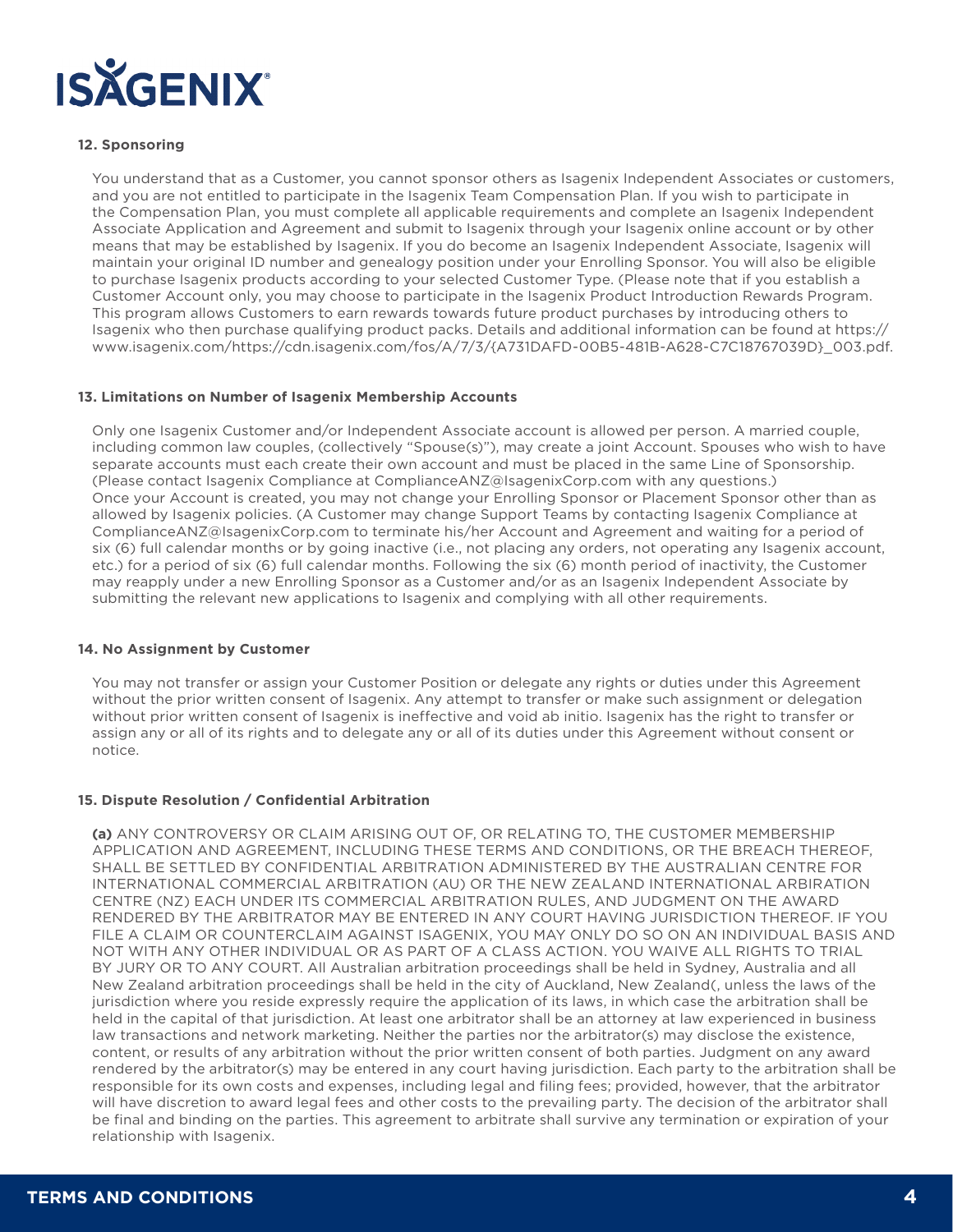### 12. Sponsoring

You understand that as a Customer, you cannot sponsor others as Isagenix Independent Associates or customers, and you are not entitled to participate in the Isagenix Team Compensation Plan. If you wish to participate in the Compensation Plan, you must complete all applicable requirements and complete an Isagenix Independent Associate Application and Agreement and submit to Isagenix through your Isagenix online account or by other means that may be established by Isagenix. If you do become an Isagenix Independent Associate, Isagenix will maintain your original ID number and genealogy position under your Enrolling Sponsor. You will also be eligible to purchase Isagenix products according to your selected Customer Type. (Please note that if you establish a Customer Account only, you may choose to participate in the Isagenix Product Introduction Rewards Program. This program allows Customers to earn rewards towards future product purchases by introducing others to Isagenix who then purchase qualifying product packs. Details and additional information can be found at https://www.isagenix.com/https://cdn.isagenix.com/fos/A/7/3/{A731DAFD-00B5-481B-A628-C7C18767039D}_003.pdf.

### 13. Limitations on Number of Isagenix Membership Accounts

Only one Isagenix Customer and/or Independent Associate account is allowed per person. A married couple, including common law couples, (collectively "Spouse(s)"), may create a joint Account. Spouses who wish to have separate accounts must each create their own account and must be placed in the same Line of Sponsorship. (Please contact Isagenix Compliance at ComplianceANZ@IsagenixCorp.com with any questions.)
Once your Account is created, you may not change your Enrolling Sponsor or Placement Sponsor other than as allowed by Isagenix policies. (A Customer may change Support Teams by contacting Isagenix Compliance at ComplianceANZ@IsagenixCorp.com to terminate his/her Account and Agreement and waiting for a period of six (6) full calendar months or by going inactive (i.e., not placing any orders, not operating any Isagenix account, etc.) for a period of six (6) full calendar months. Following the six (6) month period of inactivity, the Customer may reapply under a new Enrolling Sponsor as a Customer and/or as an Isagenix Independent Associate by submitting the relevant new applications to Isagenix and complying with all other requirements.

### 14. No Assignment by Customer

You may not transfer or assign your Customer Position or delegate any rights or duties under this Agreement without the prior written consent of Isagenix. Any attempt to transfer or make such assignment or delegation without prior written consent of Isagenix is ineffective and void ab initio. Isagenix has the right to transfer or assign any or all of its rights and to delegate any or all of its duties under this Agreement without consent or notice.

### 15. Dispute Resolution / Confidential Arbitration

**(a)** ANY CONTROVERSY OR CLAIM ARISING OUT OF, OR RELATING TO, THE CUSTOMER MEMBERSHIP APPLICATION AND AGREEMENT, INCLUDING THESE TERMS AND CONDITIONS, OR THE BREACH THEREOF, SHALL BE SETTLED BY CONFIDENTIAL ARBITRATION ADMINISTERED BY THE AUSTRALIAN CENTRE FOR INTERNATIONAL COMMERCIAL ARBITRATION (AU) OR THE NEW ZEALAND INTERNATIONAL ARBIRATION CENTRE (NZ) EACH UNDER ITS COMMERCIAL ARBITRATION RULES, AND JUDGMENT ON THE AWARD RENDERED BY THE ARBITRATOR MAY BE ENTERED IN ANY COURT HAVING JURISDICTION THEREOF. IF YOU FILE A CLAIM OR COUNTERCLAIM AGAINST ISAGENIX, YOU MAY ONLY DO SO ON AN INDIVIDUAL BASIS AND NOT WITH ANY OTHER INDIVIDUAL OR AS PART OF A CLASS ACTION. YOU WAIVE ALL RIGHTS TO TRIAL BY JURY OR TO ANY COURT. All Australian arbitration proceedings shall be held in Sydney, Australia and all New Zealand arbitration proceedings shall be held in the city of Auckland, New Zealand(, unless the laws of the jurisdiction where you reside expressly require the application of its laws, in which case the arbitration shall be held in the capital of that jurisdiction. At least one arbitrator shall be an attorney at law experienced in business law transactions and network marketing. Neither the parties nor the arbitrator(s) may disclose the existence, content, or results of any arbitration without the prior written consent of both parties. Judgment on any award rendered by the arbitrator(s) may be entered in any court having jurisdiction. Each party to the arbitration shall be responsible for its own costs and expenses, including legal and filing fees; provided, however, that the arbitrator will have discretion to award legal fees and other costs to the prevailing party. The decision of the arbitrator shall be final and binding on the parties. This agreement to arbitrate shall survive any termination or expiration of your relationship with Isagenix.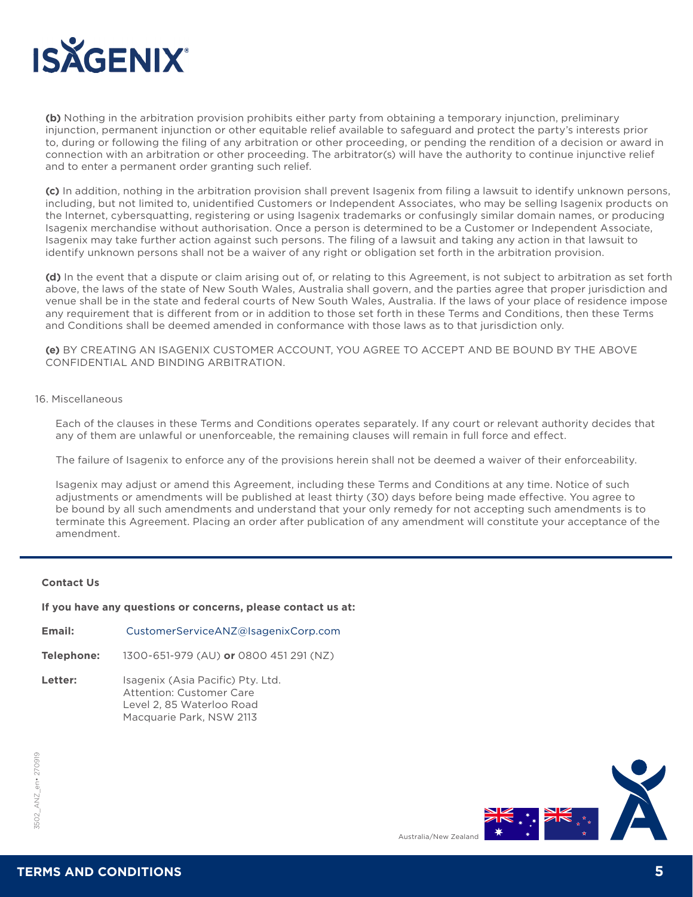**(b)** Nothing in the arbitration provision prohibits either party from obtaining a temporary injunction, preliminary injunction, permanent injunction or other equitable relief available to safeguard and protect the party's interests prior to, during or following the filing of any arbitration or other proceeding, or pending the rendition of a decision or award in connection with an arbitration or other proceeding. The arbitrator(s) will have the authority to continue injunctive relief and to enter a permanent order granting such relief.

**(c)** In addition, nothing in the arbitration provision shall prevent Isagenix from filing a lawsuit to identify unknown persons, including, but not limited to, unidentified Customers or Independent Associates, who may be selling Isagenix products on the Internet, cybersquatting, registering or using Isagenix trademarks or confusingly similar domain names, or producing Isagenix merchandise without authorisation. Once a person is determined to be a Customer or Independent Associate, Isagenix may take further action against such persons. The filing of a lawsuit and taking any action in that lawsuit to identify unknown persons shall not be a waiver of any right or obligation set forth in the arbitration provision.

**(d)** In the event that a dispute or claim arising out of, or relating to this Agreement, is not subject to arbitration as set forth above, the laws of the state of New South Wales, Australia shall govern, and the parties agree that proper jurisdiction and venue shall be in the state and federal courts of New South Wales, Australia. If the laws of your place of residence impose any requirement that is different from or in addition to those set forth in these Terms and Conditions, then these Terms and Conditions shall be deemed amended in conformance with those laws as to that jurisdiction only.

**(e)** BY CREATING AN ISAGENIX CUSTOMER ACCOUNT, YOU AGREE TO ACCEPT AND BE BOUND BY THE ABOVE CONFIDENTIAL AND BINDING ARBITRATION.

16. Miscellaneous

Each of the clauses in these Terms and Conditions operates separately. If any court or relevant authority decides that any of them are unlawful or unenforceable, the remaining clauses will remain in full force and effect.

The failure of Isagenix to enforce any of the provisions herein shall not be deemed a waiver of their enforceability.

Isagenix may adjust or amend this Agreement, including these Terms and Conditions at any time. Notice of such adjustments or amendments will be published at least thirty (30) days before being made effective. You agree to be bound by all such amendments and understand that your only remedy for not accepting such amendments is to terminate this Agreement. Placing an order after publication of any amendment will constitute your acceptance of the amendment.

---

**Contact Us**

**If you have any questions or concerns, please contact us at:**

**Email:** CustomerServiceANZ@IsagenixCorp.com

**Telephone:** 1300-651-979 (AU) **or** 0800 451 291 (NZ)

**Letter:** Isagenix (Asia Pacific) Pty. Ltd.
Attention: Customer Care
Level 2, 85 Waterloo Road
Macquarie Park, NSW 2113

3502_ANZ_en• 270919

Australia/New Zealand